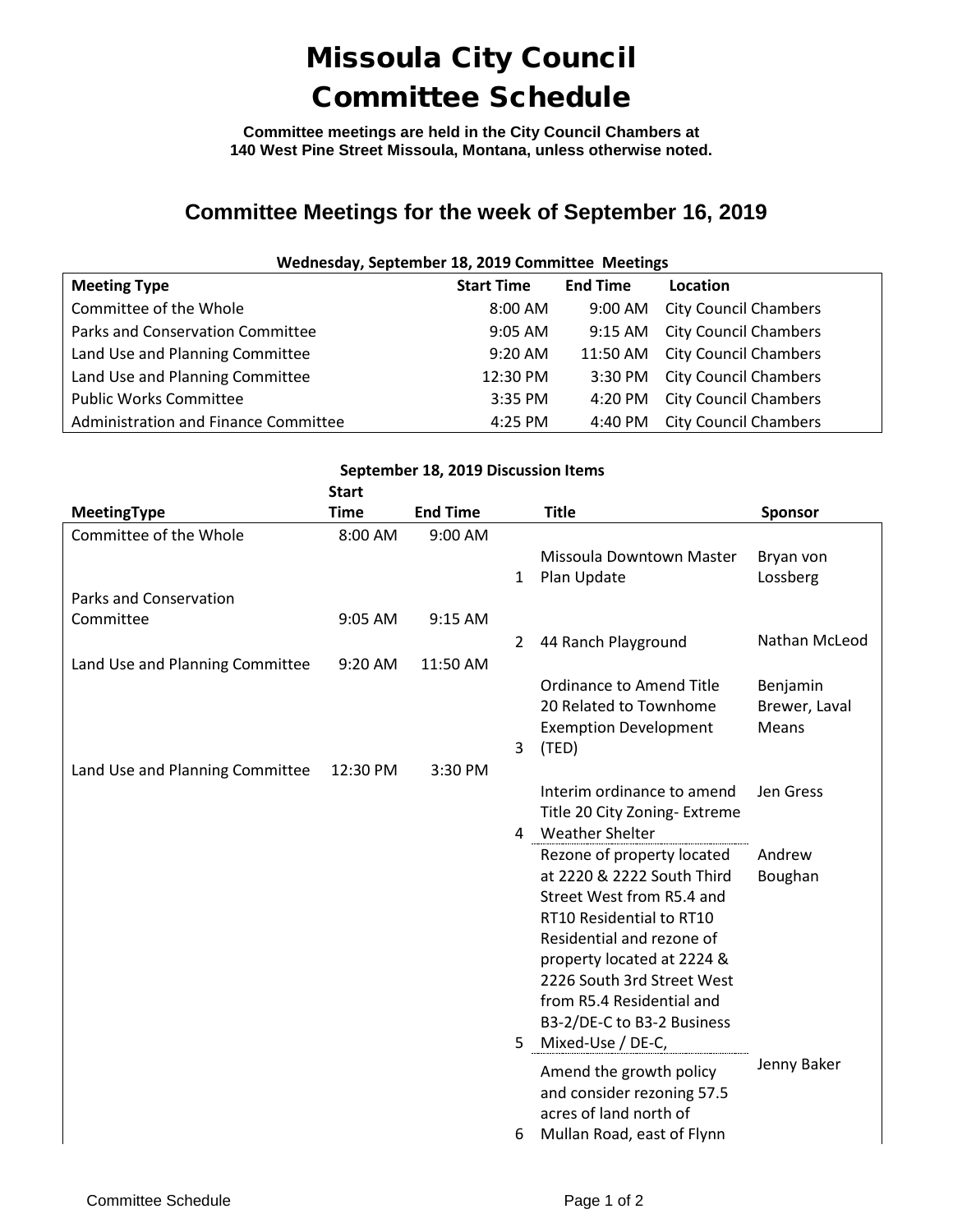# Missoula City Council Committee Schedule

**Committee meetings are held in the City Council Chambers at 140 West Pine Street Missoula, Montana, unless otherwise noted.**

## Committee Meetings for the week of September 16, 2019

**Wednesday, September 18, 2019 Committee Meetings**

| Meeting Type | Start Time | End Time | Location |
|---|---|---|---|
| Committee of the Whole | 8:00 AM | 9:00 AM | City Council Chambers |
| Parks and Conservation Committee | 9:05 AM | 9:15 AM | City Council Chambers |
| Land Use and Planning Committee | 9:20 AM | 11:50 AM | City Council Chambers |
| Land Use and Planning Committee | 12:30 PM | 3:30 PM | City Council Chambers |
| Public Works Committee | 3:35 PM | 4:20 PM | City Council Chambers |
| Administration and Finance Committee | 4:25 PM | 4:40 PM | City Council Chambers |

**September 18, 2019 Discussion Items**

| MeetingType | Start Time | End Time | | Title | Sponsor |
|---|---|---|---|---|---|
| Committee of the Whole | 8:00 AM | 9:00 AM | | | |
| | | | 1 | Missoula Downtown Master Plan Update | Bryan von Lossberg |
| Parks and Conservation Committee | 9:05 AM | 9:15 AM | | | |
| | | | 2 | 44 Ranch Playground | Nathan McLeod |
| Land Use and Planning Committee | 9:20 AM | 11:50 AM | | | |
| | | | 3 | Ordinance to Amend Title 20 Related to Townhome Exemption Development (TED) | Benjamin Brewer, Laval Means |
| Land Use and Planning Committee | 12:30 PM | 3:30 PM | | | |
| | | | 4 | Interim ordinance to amend Title 20 City Zoning- Extreme Weather Shelter | Jen Gress |
| | | | 5 | Rezone of property located at 2220 & 2222 South Third Street West from R5.4 and RT10 Residential to RT10 Residential and rezone of property located at 2224 & 2226 South 3rd Street West from R5.4 Residential and B3-2/DE-C to B3-2 Business Mixed-Use / DE-C, | Andrew Boughan |
| | | | 6 | Amend the growth policy and consider rezoning 57.5 acres of land north of Mullan Road, east of Flynn | Jenny Baker |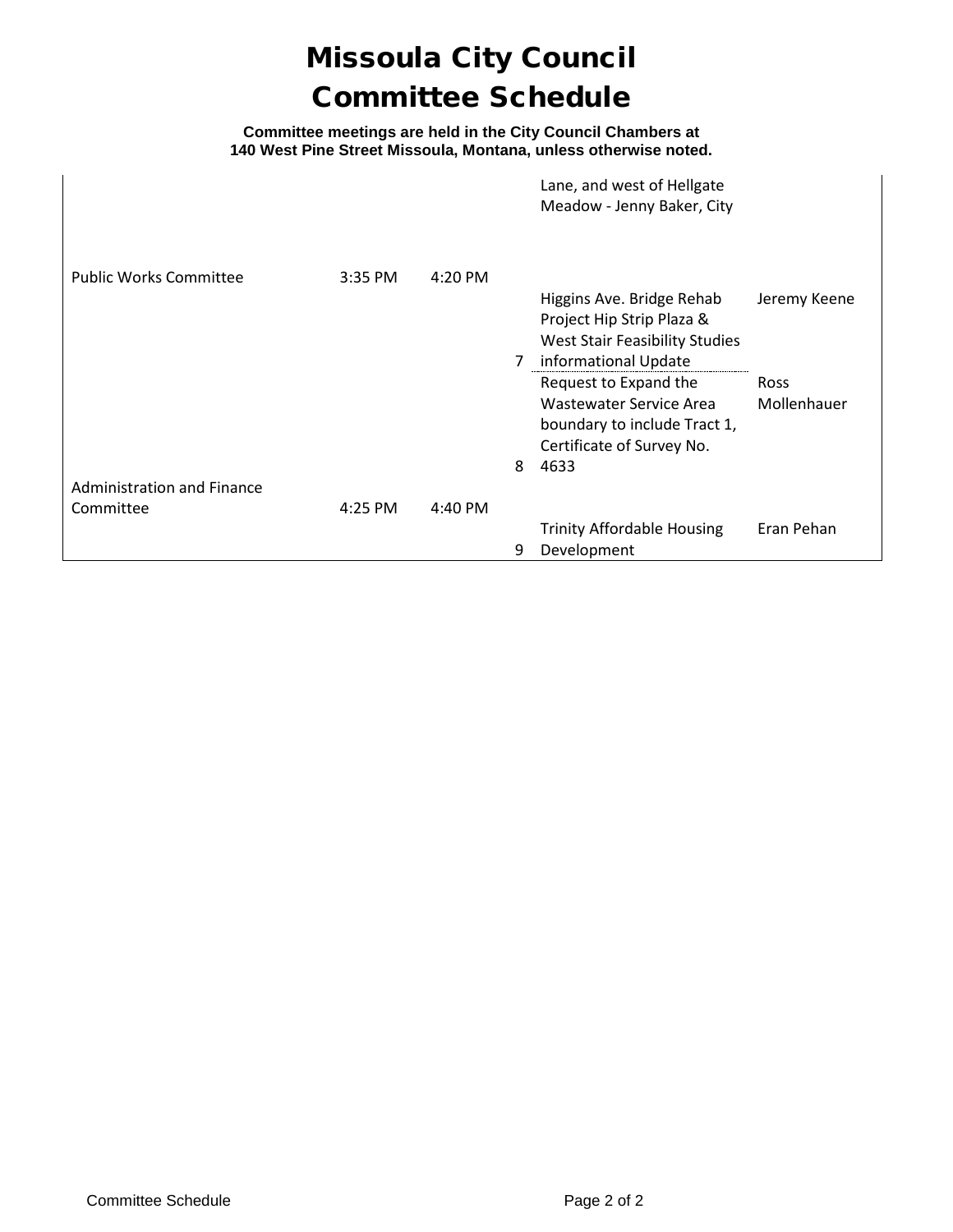# Missoula City Council
# Committee Schedule

**Committee meetings are held in the City Council Chambers at 140 West Pine Street Missoula, Montana, unless otherwise noted.**

| | | | | | |
|---|---|---|---|---|---|
| | | | | Lane, and west of Hellgate Meadow - Jenny Baker, City | |
| Public Works Committee | 3:35 PM | 4:20 PM | | | |
| | | | 7 | Higgins Ave. Bridge Rehab Project Hip Strip Plaza & West Stair Feasibility Studies informational Update | Jeremy Keene |
| | | | 8 | Request to Expand the Wastewater Service Area boundary to include Tract 1, Certificate of Survey No. 4633 | Ross Mollenhauer |
| Administration and Finance Committee | 4:25 PM | 4:40 PM | | | |
| | | | 9 | Trinity Affordable Housing Development | Eran Pehan |